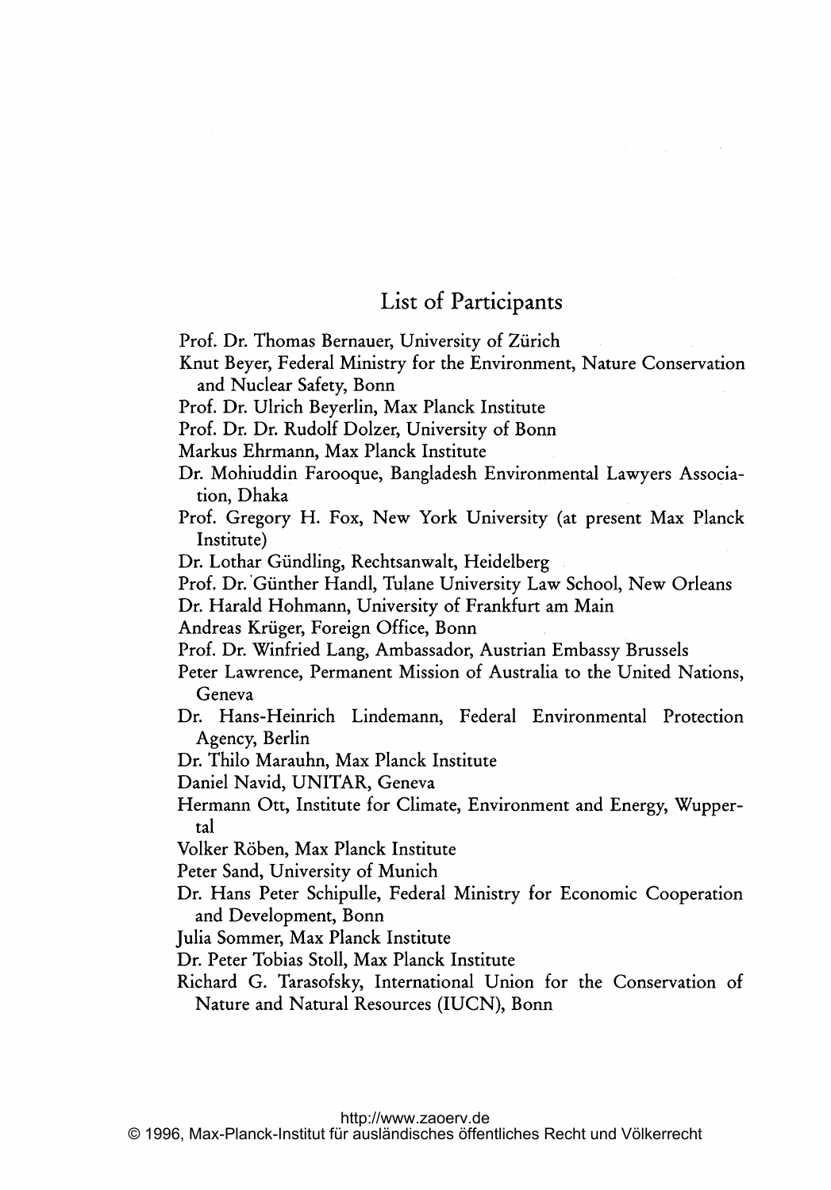## List of Participants

Prof. Dr. Thomas Bernauer, University of Zürich

Knut Beyer, Federal Ministry for the Environment, Nature Conservation and Nuclear Safety, Bonn

Prof. Dr. Ulrich Beyerlin, Max Planck Institute

Prof. Dr. Dr. Rudolf Dolzer, University of Bonn

Markus Ehrmann, Max Planck Institute

Dr. Mohiuddin Farooque, Bangladesh Environmental Lawyers Association, Dhaka

Prof. Gregory H. Fox, New York University (at present Max Planck Institute)

Dr. Lothar Gündling, Rechtsanwalt, Heidelberg

Prof. Dr. Günther Handl, Tulane University Law School, New Orleans

Dr. Harald Hohmann, University of Frankfurt am Main

Andreas Krüger, Foreign Office, Bonn

Prof. Dr. Winfried Lang, Ambassador, Austrian Embassy Brussels

Peter Lawrence, Permanent Mission of Australia to the United Nations, Geneva

Dr. Hans-Heinrich Lindemann, Federal Environmental Protection Agency, Berlin

Dr. Thilo Marauhn, Max Planck Institute

Daniel Navid, UNITAR, Geneva

Hermann Ott, Institute for Climate, Environment and Energy, Wuppertal

Volker Röben, Max Planck Institute

Peter Sand, University of Munich

Dr. Hans Peter Schipulle, Federal Ministry for Economic Cooperation and Development, Bonn

Julia Sommer, Max Planck Institute

Dr. Peter Tobias Stoll, Max Planck Institute

Richard G. Tarasofsky, International Union for the Conservation of Nature and Natural Resources (IUCN), Bonn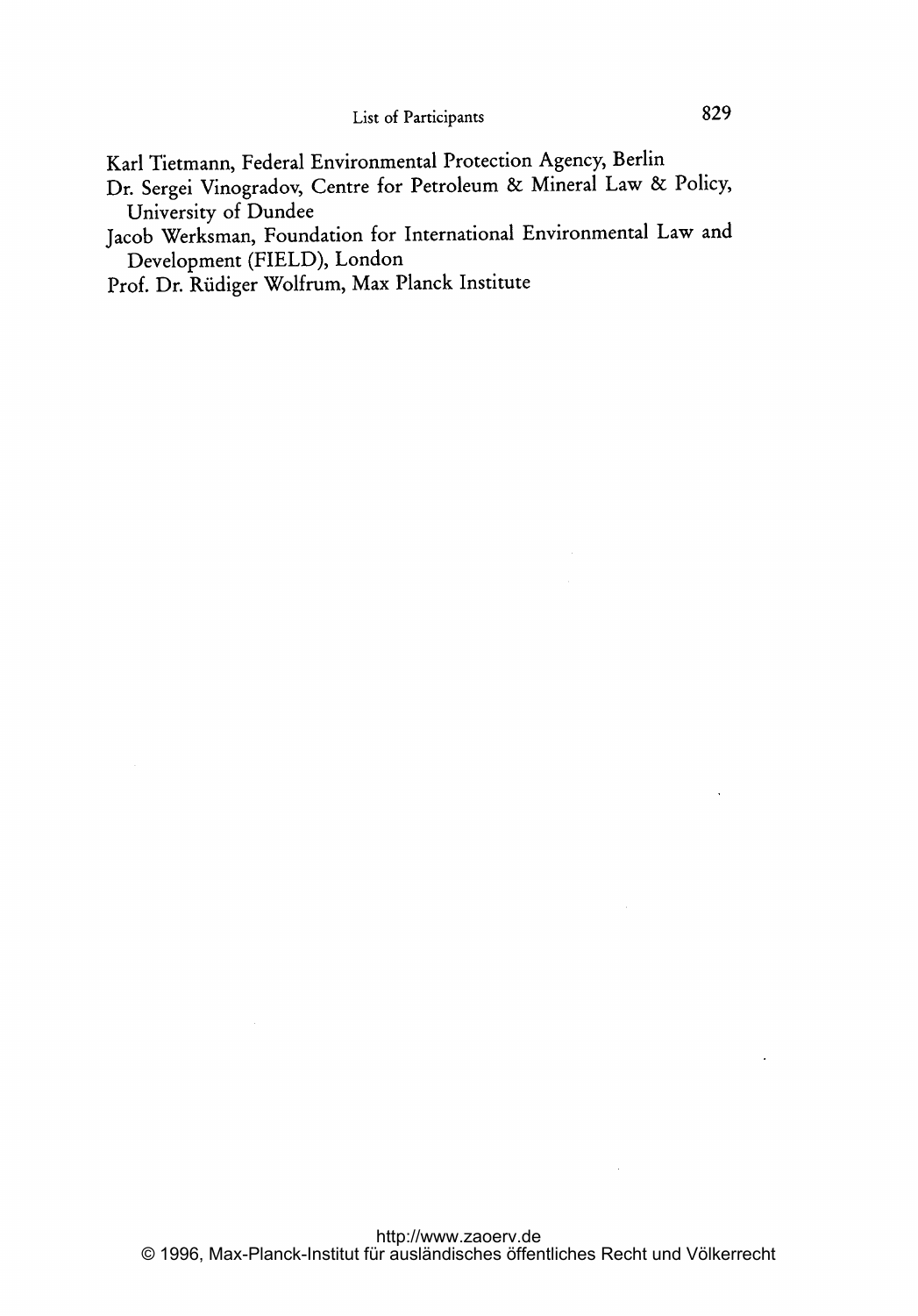Karl Tietmann, Federal Environmental Protection Agency, Berlin

Dr. Sergei Vinogradov, Centre for Petroleum & Mineral Law & Policy, University of Dundee

Jacob Werksman, Foundation for International Environmental Law and Development (FIELD), London

Prof. Dr. Rüdiger Wolfrum, Max Planck Institute